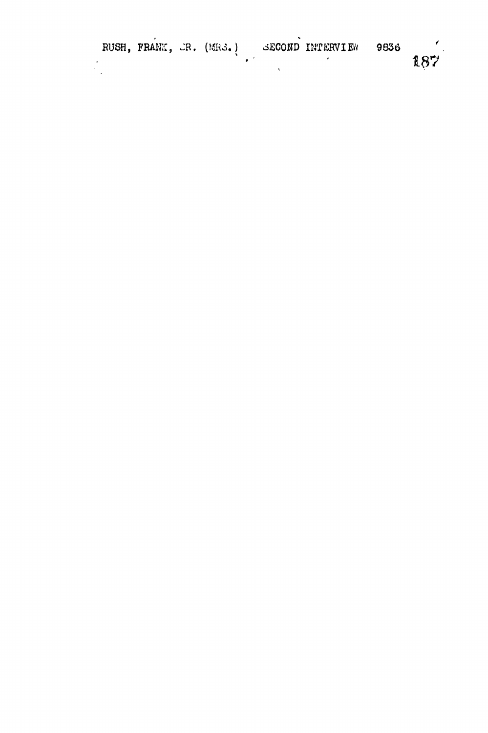RUSH, FRANK, JR. (MRS.) SECOND INTERVIEW 9836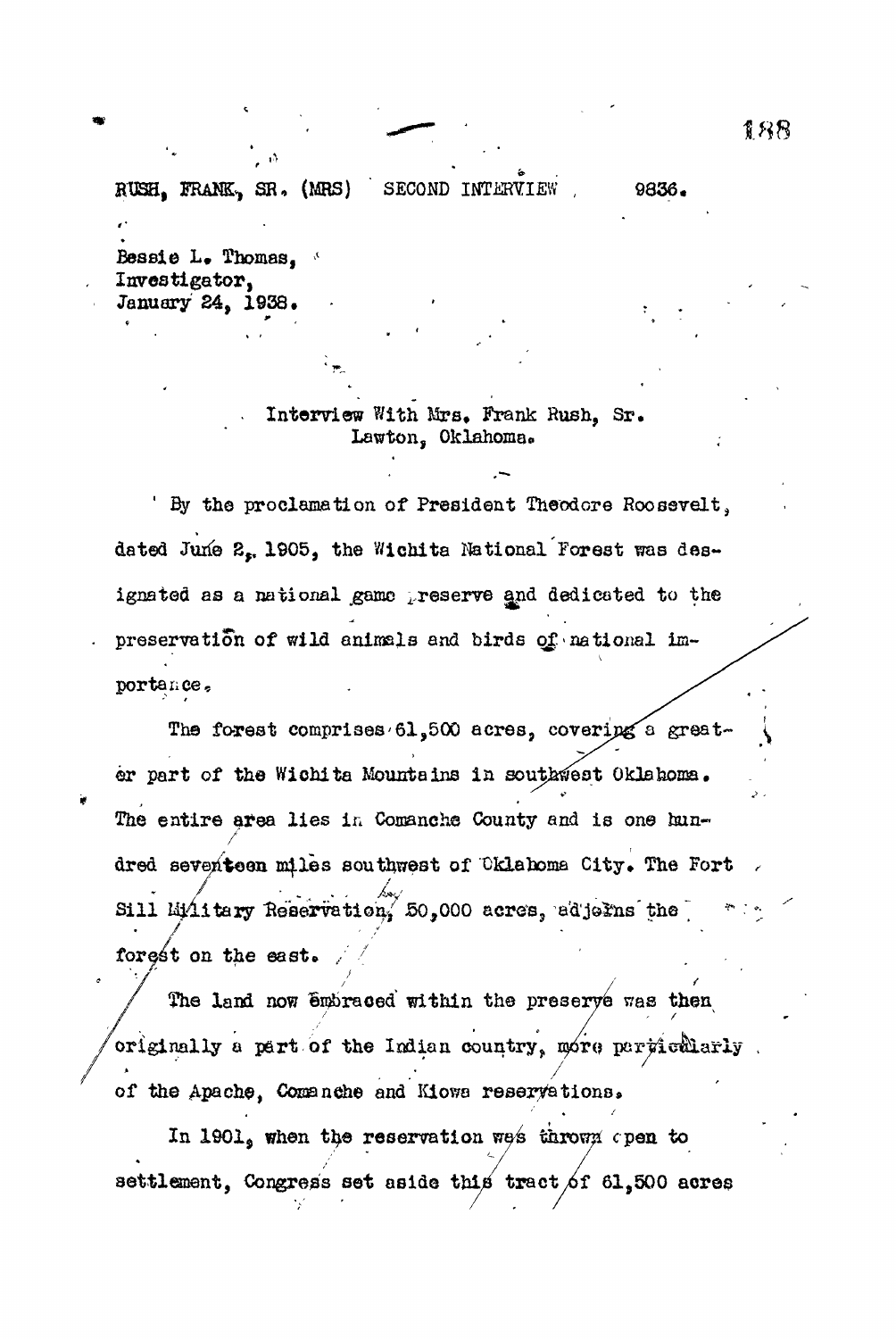RUSH, FRANK, SR. (MRS) SECOND INTERVIEW 9836.

Bessie L. Thomas,
Investigator,
January 24, 1938.

Interview With Mrs. Frank Rush, Sr.
Lawton, Oklahoma.

By the proclamation of President Theodore Roosevelt, dated June 2, 1905, the Wichita National Forest was designated as a national game preserve and dedicated to the preservation of wild animals and birds of national importance.

The forest comprises 61,500 acres, covering a greater part of the Wichita Mountains in southwest Oklahoma. The entire area lies in Comanche County and is one hundred seventeen miles southwest of Oklahoma City. The Fort Sill Military Reservation, 50,000 acres, adjoins the forest on the east.

The land now embraced within the preserve was then originally a part of the Indian country, more particularly of the Apache, Comanche and Kiowa reservations.

In 1901, when the reservation was thrown open to settlement, Congress set aside this tract of 61,500 acres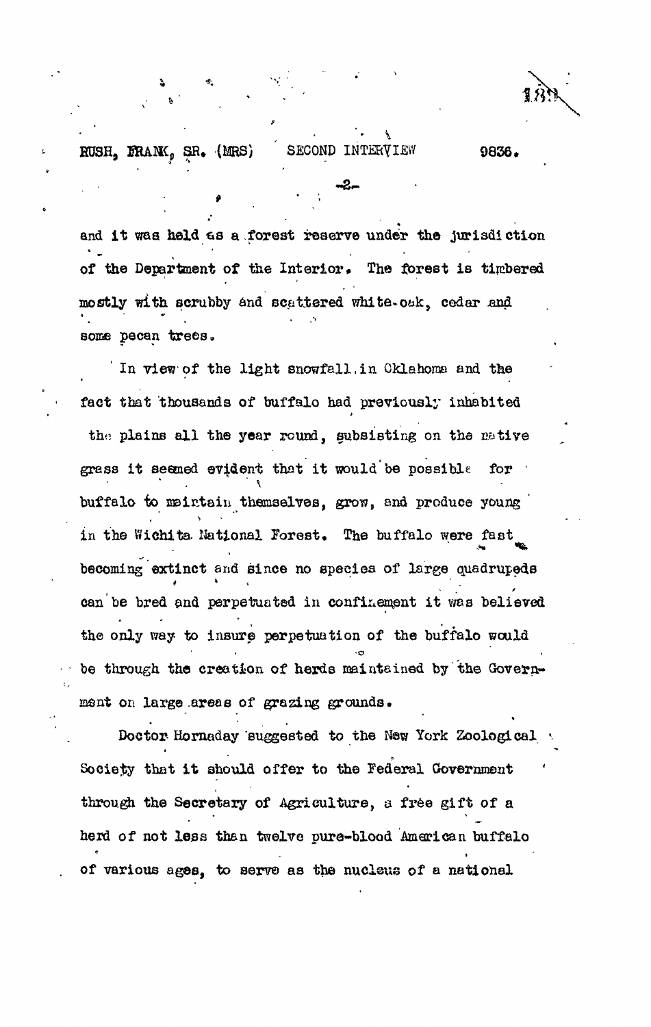and it was held as a forest reserve under the jurisdiction of the Department of the Interior. The forest is timbered mostly with scrubby and scattered white-oak, cedar and some pecan trees.

In view of the light snowfall in Oklahoma and the fact that thousands of buffalo had previously inhabited the plains all the year round, subsisting on the native grass it seemed evident that it would be possible for buffalo to maintain themselves, grow, and produce young in the Wichita National Forest. The buffalo were fast becoming extinct and since no species of large quadrupeds can be bred and perpetuated in confinement it was believed the only way to insure perpetuation of the buffalo would be through the creation of herds maintained by the Government on large areas of grazing grounds.

Doctor Hornaday suggested to the New York Zoological Society that it should offer to the Federal Government through the Secretary of Agriculture, a free gift of a herd of not less than twelve pure-blood American buffalo of various ages, to serve as the nucleus of a national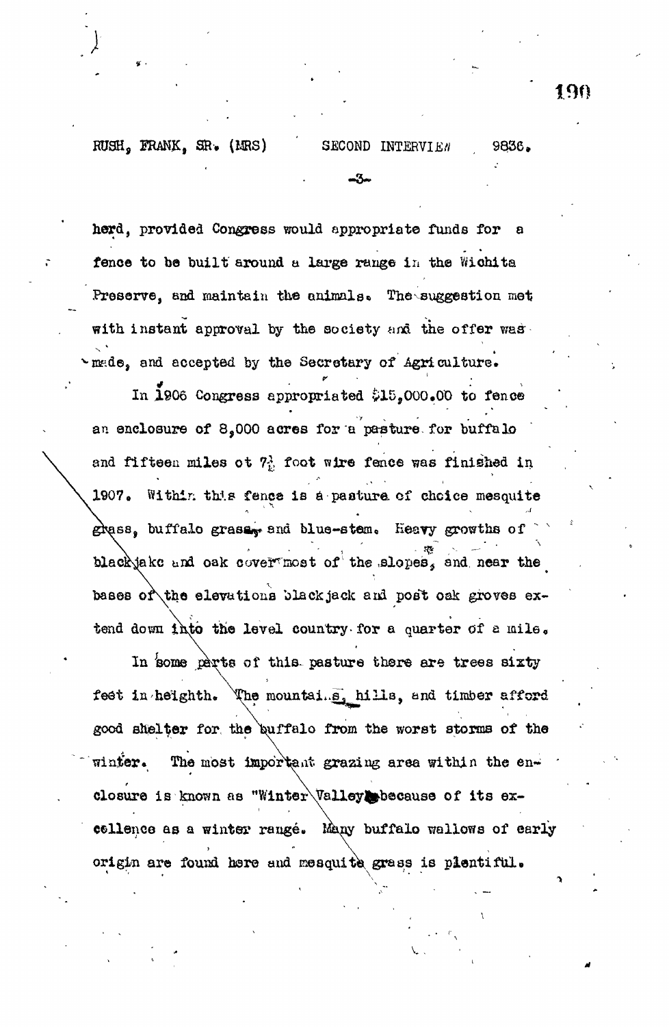herd, provided Congress would appropriate funds for a fence to be built around a large range in the Wichita Preserve, and maintain the animals. The suggestion met with instant approval by the society and the offer was made, and accepted by the Secretary of Agriculture.

In 1906 Congress appropriated $15,000.00 to fence an enclosure of 8,000 acres for a pasture for buffalo and fifteen miles ot $7\frac{1}{2}$ foot wire fence was finished in 1907. Within this fence is a pasture of choice mesquite grass, buffalo grass, and blue-stem. Heavy growths of blackjakc and oak cover most of the slopes, and near the bases of the elevations blackjack and post oak groves extend down into the level country for a quarter of a mile.

In some parts of this pasture there are trees sixty feet in heighth. The mountains, hills, and timber afford good shelter for the buffalo from the worst storms of the winter. The most important grazing area within the enclosure is known as "Winter Valley" because of its excellence as a winter range. Many buffalo wallows of early origin are found here and mesquite grass is plentiful.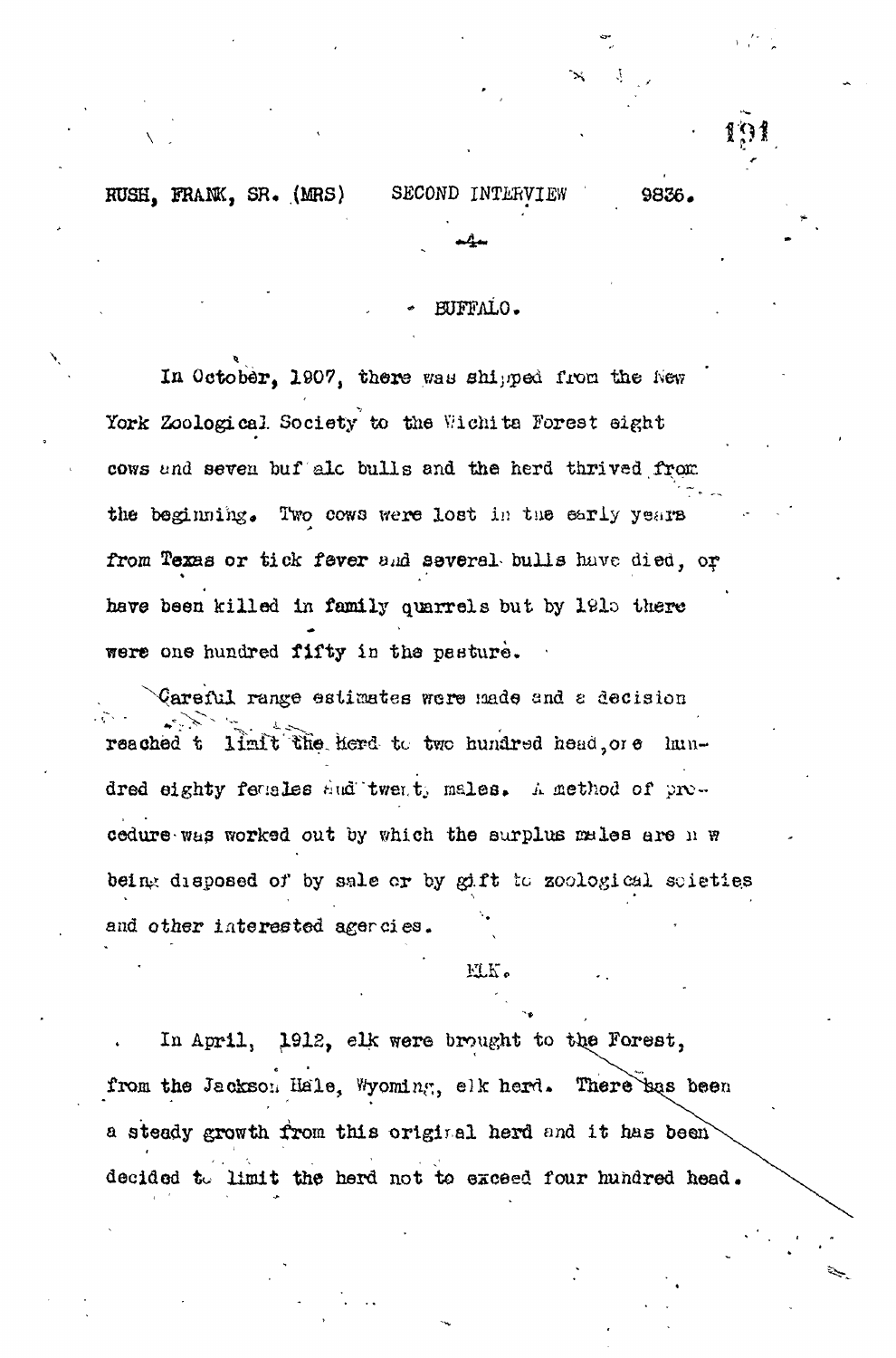RUSH, FRANK, SR. (MRS) SECOND INTERVIEW 9836.

## BUFFALO.

In October, 1907, there was shipped from the New York Zoological Society to the Wichita Forest eight cows and seven buffalo bulls and the herd thrived from the beginning. Two cows were lost in the early years from Texas or tick fever and several bulls have died, or have been killed in family quarrels but by 1915 there were one hundred fifty in the pasture.

Careful range estimates were made and a decision reached to limit the herd to two hundred head, one hundred eighty females and twenty males. A method of procedure was worked out by which the surplus males are now being disposed of by sale or by gift to zoological societies and other interested agencies.

## ELK.

In April, 1912, elk were brought to the Forest, from the Jackson Hole, Wyoming, elk herd. There has been a steady growth from this original herd and it has been decided to limit the herd not to exceed four hundred head.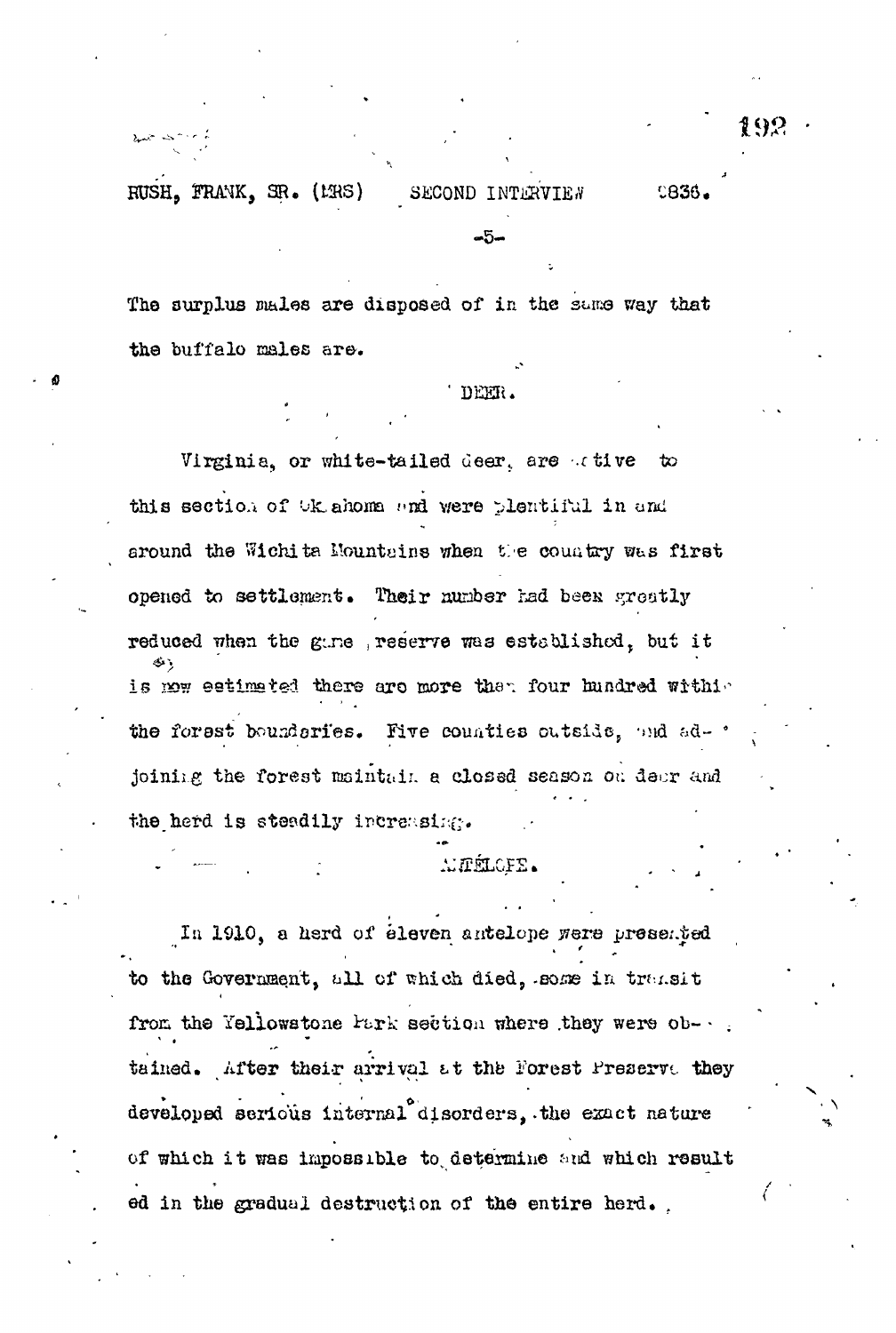The surplus males are disposed of in the same way that the buffalo males are.

## DEER.

Virginia, or white-tailed deer, are native to this section of Oklahoma and were plentiful in and around the Wichita Mountains when the country was first opened to settlement. Their number had been greatly reduced when the game reserve was established, but it is now estimated there are more than four hundred within the forest boundaries. Five counties outside, and adjoining the forest maintain a closed season on deer and the herd is steadily increasing.

## ANTELOPE.

In 1910, a herd of eleven antelope were presented to the Government, all of which died, some in transit from the Yellowstone Park section where they were obtained. After their arrival at the Forest Preserve they developed serious internal disorders, the exact nature of which it was impossible to determine and which resulted in the gradual destruction of the entire herd.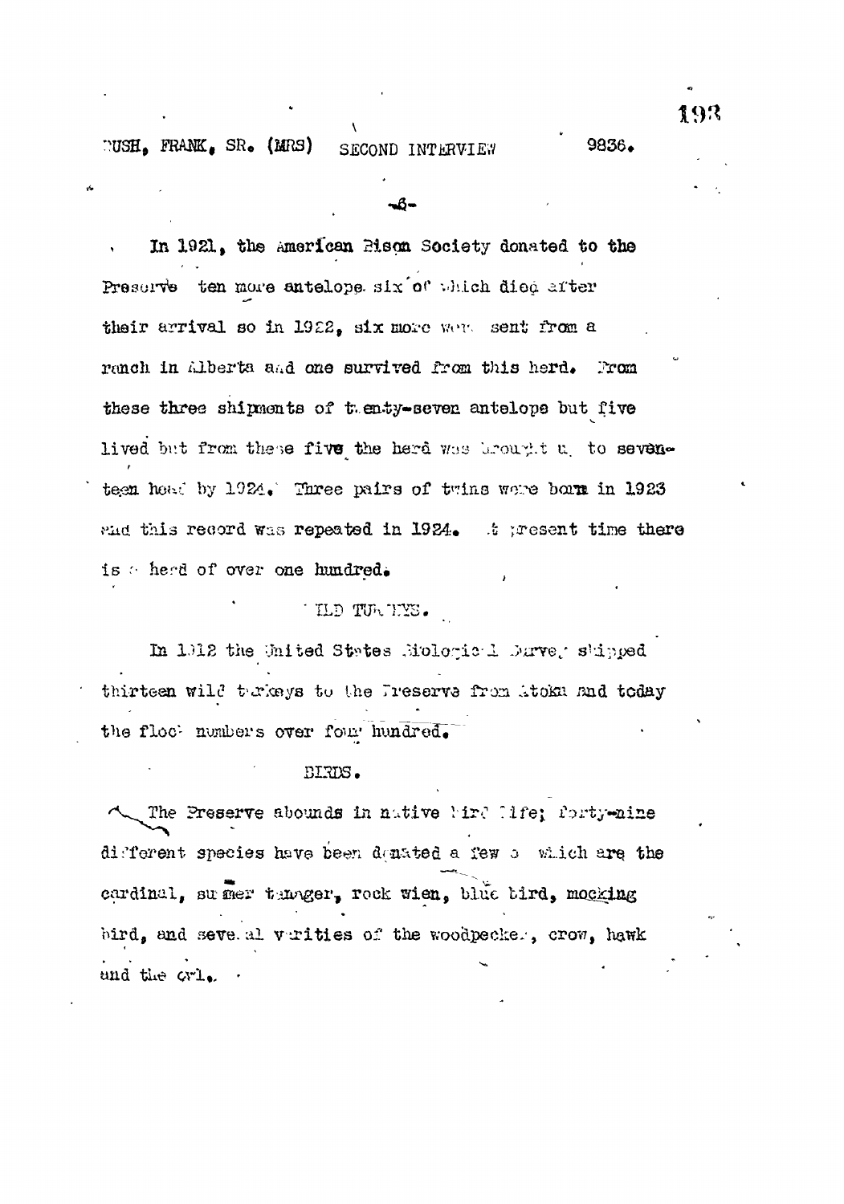In 1921, the American Bison Society donated to the Preserve ten more antelope, six of which died after their arrival so in 1922, six more were sent from a ranch in Alberta and one survived from this herd. From these three shipments of twenty-seven antelope but five lived but from these five the herd was brought up to seventeen head by 1924. Three pairs of twins were born in 1923 and this record was repeated in 1924. At present time there is a herd of over one hundred.

WILD TURKEYS.

In 1912 the United States Biological Survey shipped thirteen wild turkeys to the Preserve from Atoka and today the flock numbers over four hundred.

BIRDS.

The Preserve abounds in native bird life; forty-nine different species have been donated a few of which are the cardinal, summer tanager, rock wren, blue bird, mocking bird, and several varities of the woodpecker, crow, hawk and the owl.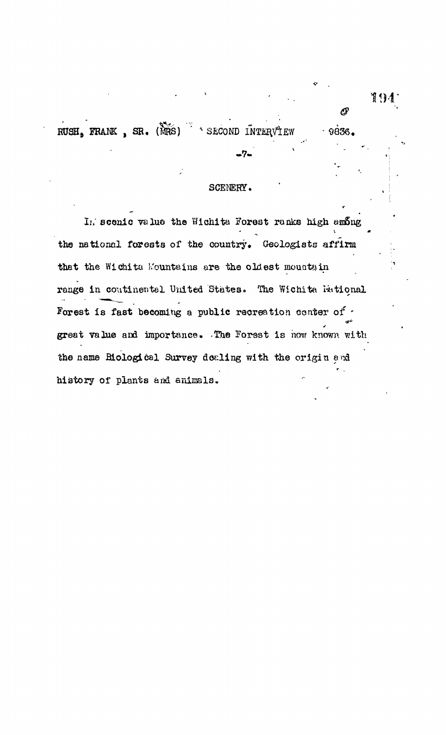## SCENERY.

In scenic value the Wichita Forest ranks high among the national forests of the country. Geologists affirm that the Wichita Mountains are the oldest mountain range in continental United States. The Wichita National Forest is fast becoming a public recreation center of great value and importance. The Forest is now known with the name Biological Survey dealing with the origin and history of plants and animals.